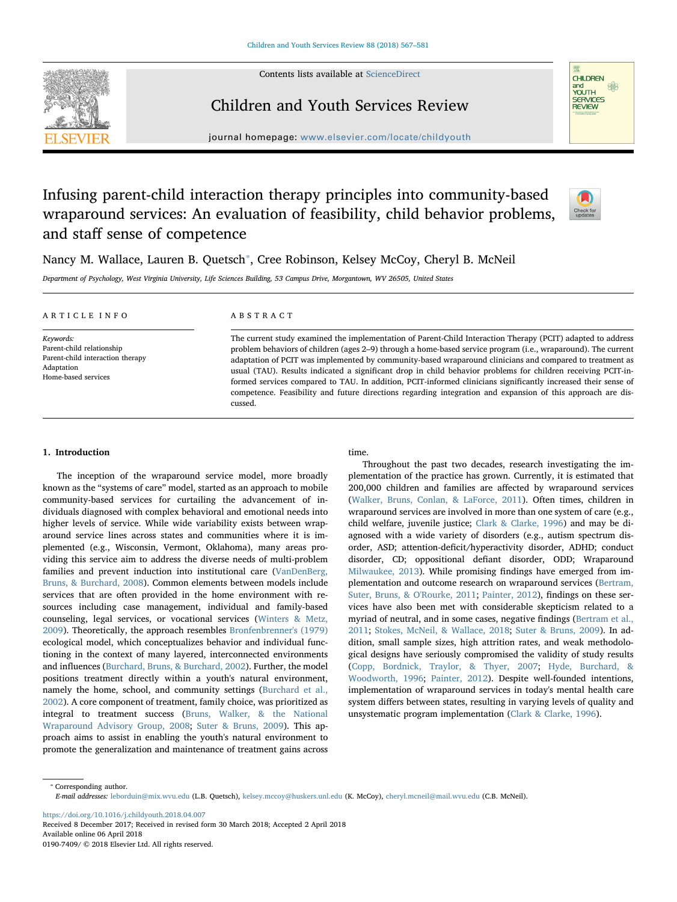# Infusing parent-child interaction therapy principles into community-based wraparound services: An evaluation of feasibility, child behavior problems, and staff sense of competence

Nancy M. Wallace, Lauren B. Quetsch*, Cree Robinson, Kelsey McCoy, Cheryl B. McNeil

*Department of Psychology, West Virginia University, Life Sciences Building, 53 Campus Drive, Morgantown, WV 26505, United States*

## ARTICLE INFO

*Keywords:*
Parent-child relationship
Parent-child interaction therapy
Adaptation
Home-based services

## ABSTRACT

The current study examined the implementation of Parent-Child Interaction Therapy (PCIT) adapted to address problem behaviors of children (ages 2–9) through a home-based service program (i.e., wraparound). The current adaptation of PCIT was implemented by community-based wraparound clinicians and compared to treatment as usual (TAU). Results indicated a significant drop in child behavior problems for children receiving PCIT-informed services compared to TAU. In addition, PCIT-informed clinicians significantly increased their sense of competence. Feasibility and future directions regarding integration and expansion of this approach are discussed.

## 1. Introduction

The inception of the wraparound service model, more broadly known as the "systems of care" model, started as an approach to mobile community-based services for curtailing the advancement of individuals diagnosed with complex behavioral and emotional needs into higher levels of service. While wide variability exists between wraparound service lines across states and communities where it is implemented (e.g., Wisconsin, Vermont, Oklahoma), many areas providing this service aim to address the diverse needs of multi-problem families and prevent induction into institutional care (VanDenBerg, Bruns, & Burchard, 2008). Common elements between models include services that are often provided in the home environment with resources including case management, individual and family-based counseling, legal services, or vocational services (Winters & Metz, 2009). Theoretically, the approach resembles Bronfenbrenner's (1979) ecological model, which conceptualizes behavior and individual functioning in the context of many layered, interconnected environments and influences (Burchard, Bruns, & Burchard, 2002). Further, the model positions treatment directly within a youth's natural environment, namely the home, school, and community settings (Burchard et al., 2002). A core component of treatment, family choice, was prioritized as integral to treatment success (Bruns, Walker, & the National Wraparound Advisory Group, 2008; Suter & Bruns, 2009). This approach aims to assist in enabling the youth's natural environment to promote the generalization and maintenance of treatment gains across time.

Throughout the past two decades, research investigating the implementation of the practice has grown. Currently, it is estimated that 200,000 children and families are affected by wraparound services (Walker, Bruns, Conlan, & LaForce, 2011). Often times, children in wraparound services are involved in more than one system of care (e.g., child welfare, juvenile justice; Clark & Clarke, 1996) and may be diagnosed with a wide variety of disorders (e.g., autism spectrum disorder, ASD; attention-deficit/hyperactivity disorder, ADHD; conduct disorder, CD; oppositional defiant disorder, ODD; Wraparound Milwaukee, 2013). While promising findings have emerged from implementation and outcome research on wraparound services (Bertram, Suter, Bruns, & O'Rourke, 2011; Painter, 2012), findings on these services have also been met with considerable skepticism related to a myriad of neutral, and in some cases, negative findings (Bertram et al., 2011; Stokes, McNeil, & Wallace, 2018; Suter & Bruns, 2009). In addition, small sample sizes, high attrition rates, and weak methodological designs have seriously compromised the validity of study results (Copp, Bordnick, Traylor, & Thyer, 2007; Hyde, Burchard, & Woodworth, 1996; Painter, 2012). Despite well-founded intentions, implementation of wraparound services in today's mental health care system differs between states, resulting in varying levels of quality and unsystematic program implementation (Clark & Clarke, 1996).

---

* Corresponding author.
*E-mail addresses:* leborduin@mix.wvu.edu (L.B. Quetsch), kelsey.mccoy@huskers.unl.edu (K. McCoy), cheryl.mcneil@mail.wvu.edu (C.B. McNeil).

https://doi.org/10.1016/j.childyouth.2018.04.007
Received 8 December 2017; Received in revised form 30 March 2018; Accepted 2 April 2018
Available online 06 April 2018
0190-7409/ © 2018 Elsevier Ltd. All rights reserved.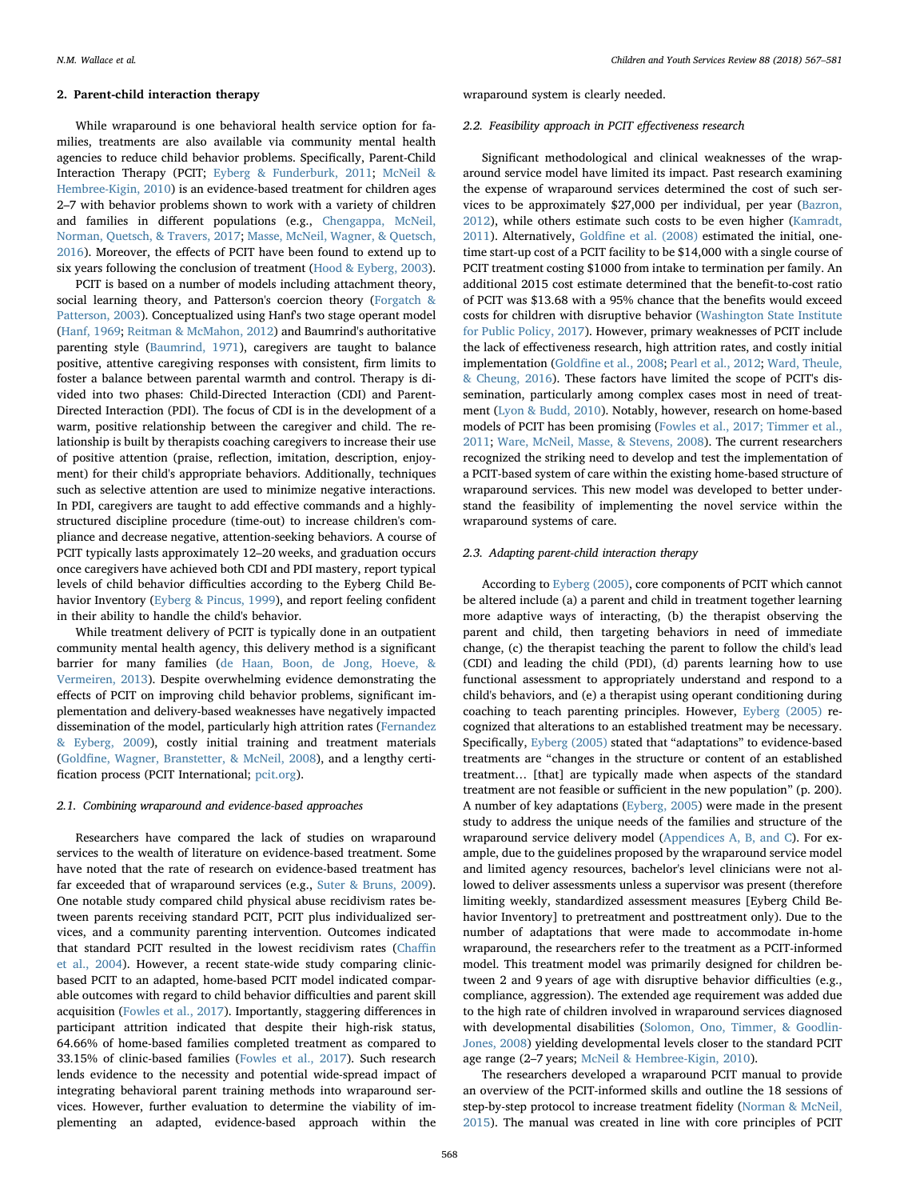## 2. Parent-child interaction therapy

While wraparound is one behavioral health service option for families, treatments are also available via community mental health agencies to reduce child behavior problems. Specifically, Parent-Child Interaction Therapy (PCIT; Eyberg & Funderburk, 2011; McNeil & Hembree-Kigin, 2010) is an evidence-based treatment for children ages 2–7 with behavior problems shown to work with a variety of children and families in different populations (e.g., Chengappa, McNeil, Norman, Quetsch, & Travers, 2017; Masse, McNeil, Wagner, & Quetsch, 2016). Moreover, the effects of PCIT have been found to extend up to six years following the conclusion of treatment (Hood & Eyberg, 2003).

PCIT is based on a number of models including attachment theory, social learning theory, and Patterson's coercion theory (Forgatch & Patterson, 2003). Conceptualized using Hanf's two stage operant model (Hanf, 1969; Reitman & McMahon, 2012) and Baumrind's authoritative parenting style (Baumrind, 1971), caregivers are taught to balance positive, attentive caregiving responses with consistent, firm limits to foster a balance between parental warmth and control. Therapy is divided into two phases: Child-Directed Interaction (CDI) and Parent-Directed Interaction (PDI). The focus of CDI is in the development of a warm, positive relationship between the caregiver and child. The relationship is built by therapists coaching caregivers to increase their use of positive attention (praise, reflection, imitation, description, enjoyment) for their child's appropriate behaviors. Additionally, techniques such as selective attention are used to minimize negative interactions. In PDI, caregivers are taught to add effective commands and a highly-structured discipline procedure (time-out) to increase children's compliance and decrease negative, attention-seeking behaviors. A course of PCIT typically lasts approximately 12–20 weeks, and graduation occurs once caregivers have achieved both CDI and PDI mastery, report typical levels of child behavior difficulties according to the Eyberg Child Behavior Inventory (Eyberg & Pincus, 1999), and report feeling confident in their ability to handle the child's behavior.

While treatment delivery of PCIT is typically done in an outpatient community mental health agency, this delivery method is a significant barrier for many families (de Haan, Boon, de Jong, Hoeve, & Vermeiren, 2013). Despite overwhelming evidence demonstrating the effects of PCIT on improving child behavior problems, significant implementation and delivery-based weaknesses have negatively impacted dissemination of the model, particularly high attrition rates (Fernandez & Eyberg, 2009), costly initial training and treatment materials (Goldfine, Wagner, Branstetter, & McNeil, 2008), and a lengthy certification process (PCIT International; pcit.org).

### 2.1. Combining wraparound and evidence-based approaches

Researchers have compared the lack of studies on wraparound services to the wealth of literature on evidence-based treatment. Some have noted that the rate of research on evidence-based treatment has far exceeded that of wraparound services (e.g., Suter & Bruns, 2009). One notable study compared child physical abuse recidivism rates between parents receiving standard PCIT, PCIT plus individualized services, and a community parenting intervention. Outcomes indicated that standard PCIT resulted in the lowest recidivism rates (Chaffin et al., 2004). However, a recent state-wide study comparing clinic-based PCIT to an adapted, home-based PCIT model indicated comparable outcomes with regard to child behavior difficulties and parent skill acquisition (Fowles et al., 2017). Importantly, staggering differences in participant attrition indicated that despite their high-risk status, 64.66% of home-based families completed treatment as compared to 33.15% of clinic-based families (Fowles et al., 2017). Such research lends evidence to the necessity and potential wide-spread impact of integrating behavioral parent training methods into wraparound services. However, further evaluation to determine the viability of implementing an adapted, evidence-based approach within the wraparound system is clearly needed.

### 2.2. Feasibility approach in PCIT effectiveness research

Significant methodological and clinical weaknesses of the wraparound service model have limited its impact. Past research examining the expense of wraparound services determined the cost of such services to be approximately $27,000 per individual, per year (Bazron, 2012), while others estimate such costs to be even higher (Kamradt, 2011). Alternatively, Goldfine et al. (2008) estimated the initial, one-time start-up cost of a PCIT facility to be $14,000 with a single course of PCIT treatment costing $1000 from intake to termination per family. An additional 2015 cost estimate determined that the benefit-to-cost ratio of PCIT was $13.68 with a 95% chance that the benefits would exceed costs for children with disruptive behavior (Washington State Institute for Public Policy, 2017). However, primary weaknesses of PCIT include the lack of effectiveness research, high attrition rates, and costly initial implementation (Goldfine et al., 2008; Pearl et al., 2012; Ward, Theule, & Cheung, 2016). These factors have limited the scope of PCIT's dissemination, particularly among complex cases most in need of treatment (Lyon & Budd, 2010). Notably, however, research on home-based models of PCIT has been promising (Fowles et al., 2017; Timmer et al., 2011; Ware, McNeil, Masse, & Stevens, 2008). The current researchers recognized the striking need to develop and test the implementation of a PCIT-based system of care within the existing home-based structure of wraparound services. This new model was developed to better understand the feasibility of implementing the novel service within the wraparound systems of care.

### 2.3. Adapting parent-child interaction therapy

According to Eyberg (2005), core components of PCIT which cannot be altered include (a) a parent and child in treatment together learning more adaptive ways of interacting, (b) the therapist observing the parent and child, then targeting behaviors in need of immediate change, (c) the therapist teaching the parent to follow the child's lead (CDI) and leading the child (PDI), (d) parents learning how to use functional assessment to appropriately understand and respond to a child's behaviors, and (e) a therapist using operant conditioning during coaching to teach parenting principles. However, Eyberg (2005) recognized that alterations to an established treatment may be necessary. Specifically, Eyberg (2005) stated that "adaptations" to evidence-based treatments are "changes in the structure or content of an established treatment… [that] are typically made when aspects of the standard treatment are not feasible or sufficient in the new population" (p. 200). A number of key adaptations (Eyberg, 2005) were made in the present study to address the unique needs of the families and structure of the wraparound service delivery model (Appendices A, B, and C). For example, due to the guidelines proposed by the wraparound service model and limited agency resources, bachelor's level clinicians were not allowed to deliver assessments unless a supervisor was present (therefore limiting weekly, standardized assessment measures [Eyberg Child Behavior Inventory] to pretreatment and posttreatment only). Due to the number of adaptations that were made to accommodate in-home wraparound, the researchers refer to the treatment as a PCIT-informed model. This treatment model was primarily designed for children between 2 and 9 years of age with disruptive behavior difficulties (e.g., compliance, aggression). The extended age requirement was added due to the high rate of children involved in wraparound services diagnosed with developmental disabilities (Solomon, Ono, Timmer, & Goodlin-Jones, 2008) yielding developmental levels closer to the standard PCIT age range (2–7 years; McNeil & Hembree-Kigin, 2010).

The researchers developed a wraparound PCIT manual to provide an overview of the PCIT-informed skills and outline the 18 sessions of step-by-step protocol to increase treatment fidelity (Norman & McNeil, 2015). The manual was created in line with core principles of PCIT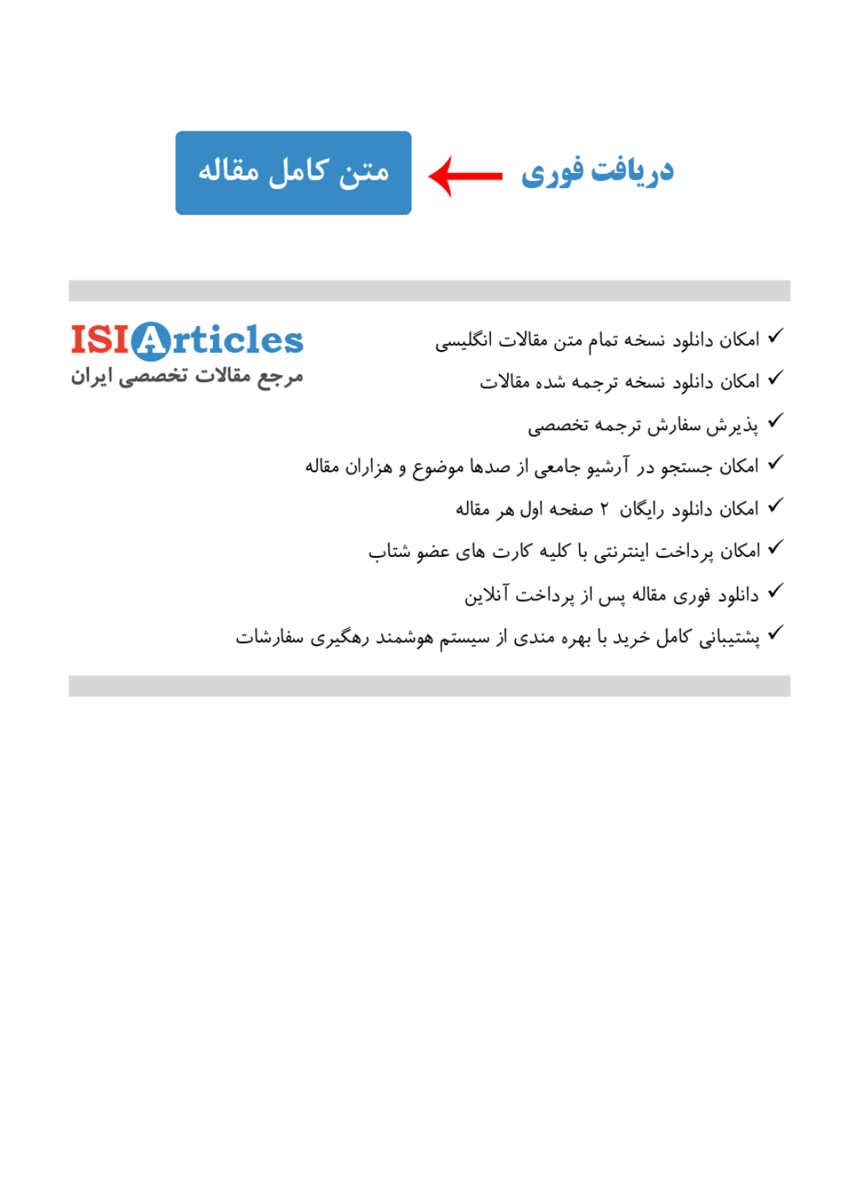دریافت فوری ← متن کامل مقاله

**ISIArticles**
مرجع مقالات تخصصی ایران

- ✓ امکان دانلود نسخه تمام متن مقالات انگلیسی
- ✓ امکان دانلود نسخه ترجمه شده مقالات
- ✓ پذیرش سفارش ترجمه تخصصی
- ✓ امکان جستجو در آرشیو جامعی از صدها موضوع و هزاران مقاله
- ✓ امکان دانلود رایگان ۲ صفحه اول هر مقاله
- ✓ امکان پرداخت اینترنتی با کلیه کارت های عضو شتاب
- ✓ دانلود فوری مقاله پس از پرداخت آنلاین
- ✓ پشتیبانی کامل خرید با بهره مندی از سیستم هوشمند رهگیری سفارشات